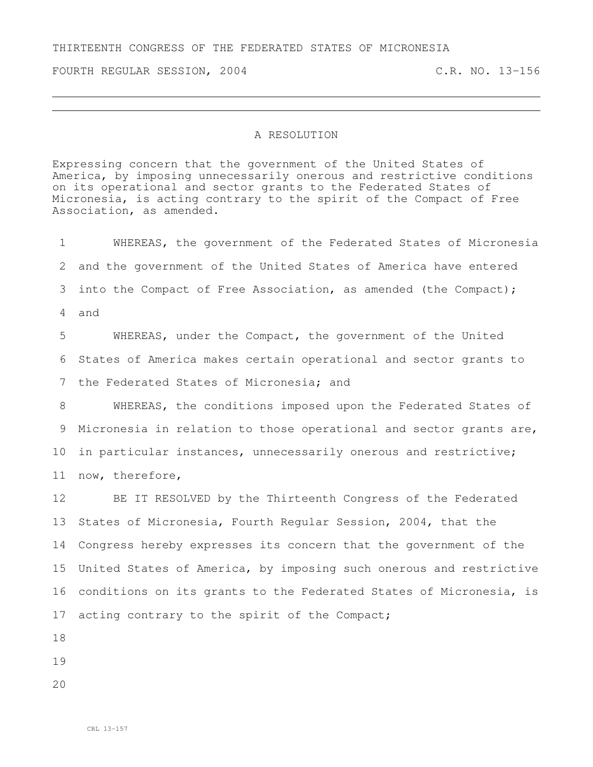THIRTEENTH CONGRESS OF THE FEDERATED STATES OF MICRONESIA

FOURTH REGULAR SESSION, 2004 C.R. NO. 13-156

# A RESOLUTION

Expressing concern that the government of the United States of America, by imposing unnecessarily onerous and restrictive conditions on its operational and sector grants to the Federated States of Micronesia, is acting contrary to the spirit of the Compact of Free Association, as amended.

WHEREAS, the government of the Federated States of Micronesia and the government of the United States of America have entered into the Compact of Free Association, as amended (the Compact); and

WHEREAS, under the Compact, the government of the United States of America makes certain operational and sector grants to the Federated States of Micronesia; and

WHEREAS, the conditions imposed upon the Federated States of Micronesia in relation to those operational and sector grants are, in particular instances, unnecessarily onerous and restrictive; now, therefore,

BE IT RESOLVED by the Thirteenth Congress of the Federated States of Micronesia, Fourth Regular Session, 2004, that the Congress hereby expresses its concern that the government of the United States of America, by imposing such onerous and restrictive conditions on its grants to the Federated States of Micronesia, is acting contrary to the spirit of the Compact;

CRL 13-157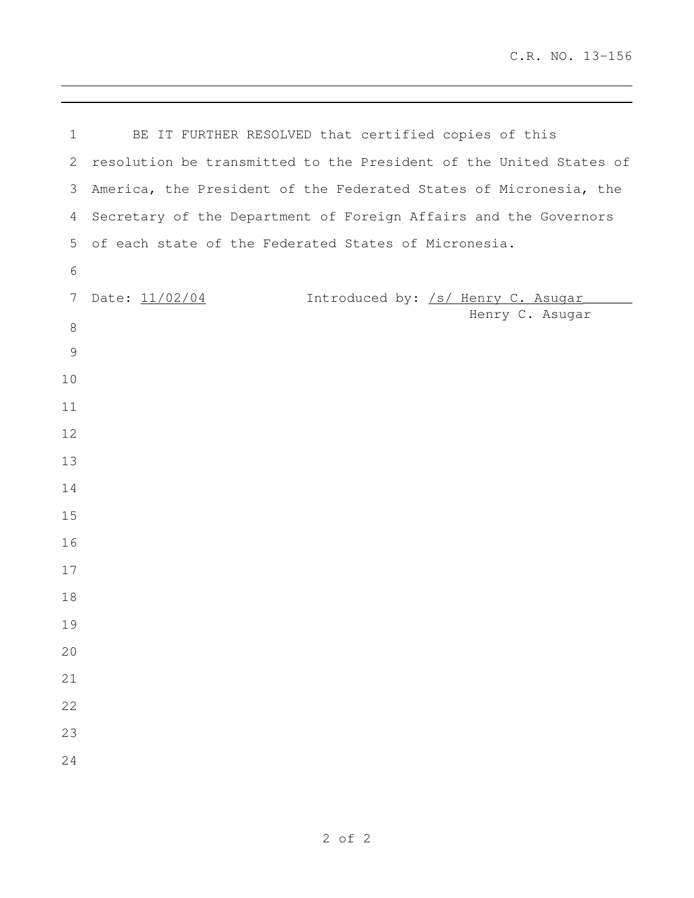BE IT FURTHER RESOLVED that certified copies of this resolution be transmitted to the President of the United States of America, the President of the Federated States of Micronesia, the Secretary of the Department of Foreign Affairs and the Governors of each state of the Federated States of Micronesia.

Date: 11/02/04

Introduced by: /s/ Henry C. Asugar
Henry C. Asugar